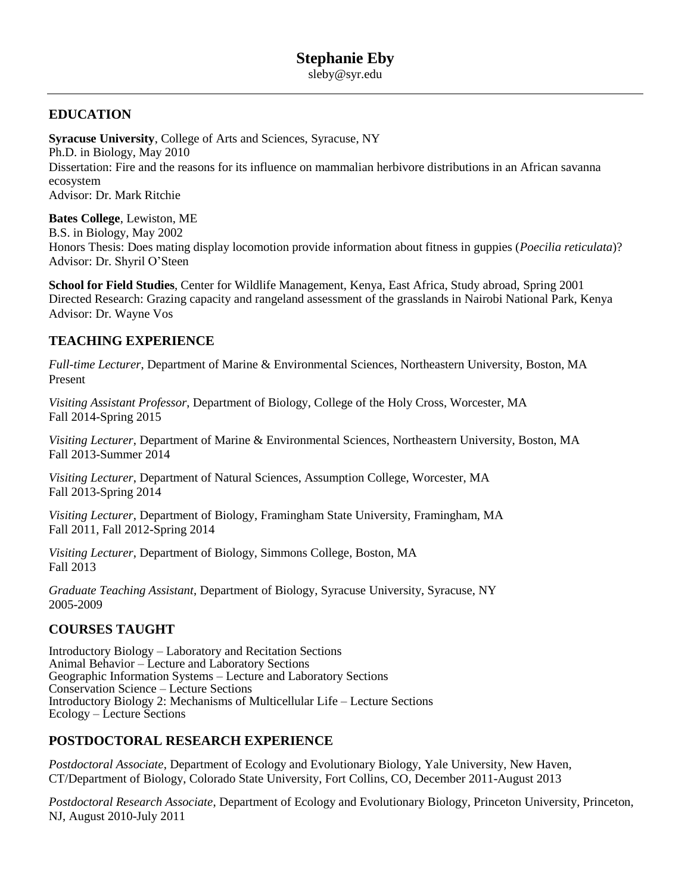# Stephanie Eby

sleby@syr.edu

---

## EDUCATION

**Syracuse University**, College of Arts and Sciences, Syracuse, NY
Ph.D. in Biology, May 2010
Dissertation: Fire and the reasons for its influence on mammalian herbivore distributions in an African savanna ecosystem
Advisor: Dr. Mark Ritchie

**Bates College**, Lewiston, ME
B.S. in Biology, May 2002
Honors Thesis: Does mating display locomotion provide information about fitness in guppies (*Poecilia reticulata*)?
Advisor: Dr. Shyril O'Steen

**School for Field Studies**, Center for Wildlife Management, Kenya, East Africa, Study abroad, Spring 2001
Directed Research: Grazing capacity and rangeland assessment of the grasslands in Nairobi National Park, Kenya
Advisor: Dr. Wayne Vos

## TEACHING EXPERIENCE

*Full-time Lecturer*, Department of Marine & Environmental Sciences, Northeastern University, Boston, MA
Present

*Visiting Assistant Professor*, Department of Biology, College of the Holy Cross, Worcester, MA
Fall 2014-Spring 2015

*Visiting Lecturer*, Department of Marine & Environmental Sciences, Northeastern University, Boston, MA
Fall 2013-Summer 2014

*Visiting Lecturer*, Department of Natural Sciences, Assumption College, Worcester, MA
Fall 2013-Spring 2014

*Visiting Lecturer*, Department of Biology, Framingham State University, Framingham, MA
Fall 2011, Fall 2012-Spring 2014

*Visiting Lecturer*, Department of Biology, Simmons College, Boston, MA
Fall 2013

*Graduate Teaching Assistant*, Department of Biology, Syracuse University, Syracuse, NY
2005-2009

## COURSES TAUGHT

Introductory Biology – Laboratory and Recitation Sections
Animal Behavior – Lecture and Laboratory Sections
Geographic Information Systems – Lecture and Laboratory Sections
Conservation Science – Lecture Sections
Introductory Biology 2: Mechanisms of Multicellular Life – Lecture Sections
Ecology – Lecture Sections

## POSTDOCTORAL RESEARCH EXPERIENCE

*Postdoctoral Associate*, Department of Ecology and Evolutionary Biology, Yale University, New Haven, CT/Department of Biology, Colorado State University, Fort Collins, CO, December 2011-August 2013

*Postdoctoral Research Associate*, Department of Ecology and Evolutionary Biology, Princeton University, Princeton, NJ, August 2010-July 2011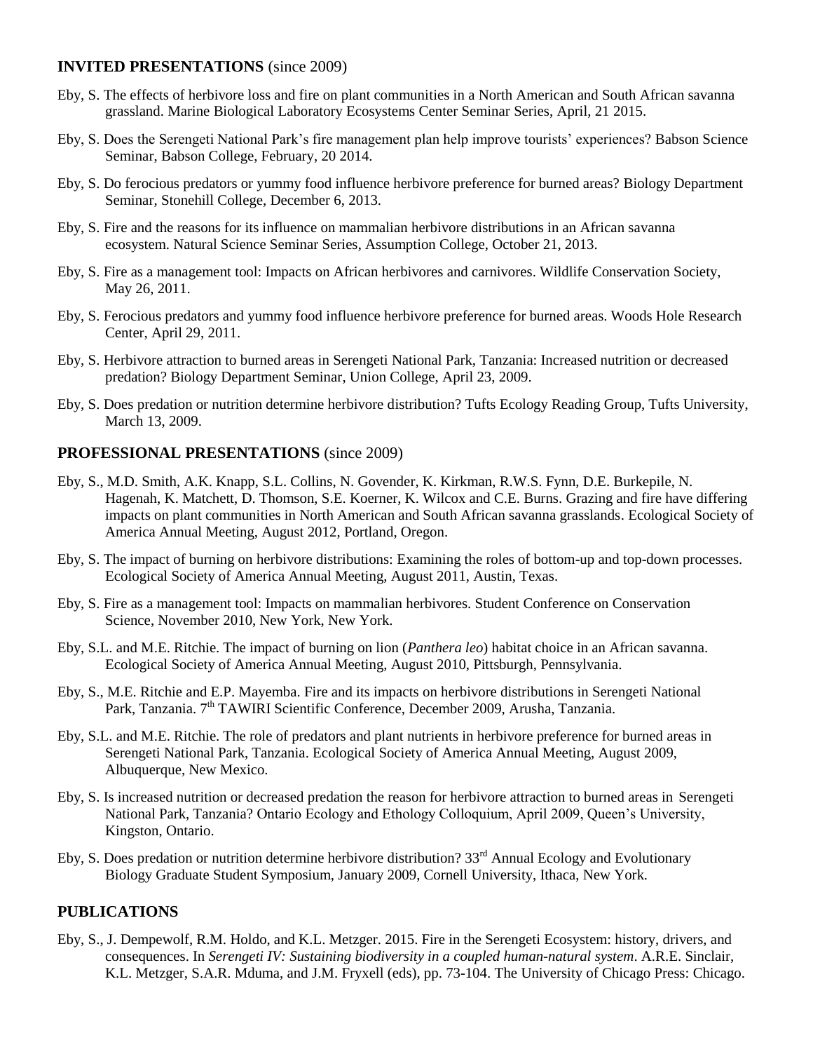## INVITED PRESENTATIONS (since 2009)

Eby, S. The effects of herbivore loss and fire on plant communities in a North American and South African savanna grassland. Marine Biological Laboratory Ecosystems Center Seminar Series, April, 21 2015.

Eby, S. Does the Serengeti National Park's fire management plan help improve tourists' experiences? Babson Science Seminar, Babson College, February, 20 2014.

Eby, S. Do ferocious predators or yummy food influence herbivore preference for burned areas? Biology Department Seminar, Stonehill College, December 6, 2013.

Eby, S. Fire and the reasons for its influence on mammalian herbivore distributions in an African savanna ecosystem. Natural Science Seminar Series, Assumption College, October 21, 2013.

Eby, S. Fire as a management tool: Impacts on African herbivores and carnivores. Wildlife Conservation Society, May 26, 2011.

Eby, S. Ferocious predators and yummy food influence herbivore preference for burned areas. Woods Hole Research Center, April 29, 2011.

Eby, S. Herbivore attraction to burned areas in Serengeti National Park, Tanzania: Increased nutrition or decreased predation? Biology Department Seminar, Union College, April 23, 2009.

Eby, S. Does predation or nutrition determine herbivore distribution? Tufts Ecology Reading Group, Tufts University, March 13, 2009.

## PROFESSIONAL PRESENTATIONS (since 2009)

Eby, S., M.D. Smith, A.K. Knapp, S.L. Collins, N. Govender, K. Kirkman, R.W.S. Fynn, D.E. Burkepile, N. Hagenah, K. Matchett, D. Thomson, S.E. Koerner, K. Wilcox and C.E. Burns. Grazing and fire have differing impacts on plant communities in North American and South African savanna grasslands. Ecological Society of America Annual Meeting, August 2012, Portland, Oregon.

Eby, S. The impact of burning on herbivore distributions: Examining the roles of bottom-up and top-down processes. Ecological Society of America Annual Meeting, August 2011, Austin, Texas.

Eby, S. Fire as a management tool: Impacts on mammalian herbivores. Student Conference on Conservation Science, November 2010, New York, New York.

Eby, S.L. and M.E. Ritchie. The impact of burning on lion (*Panthera leo*) habitat choice in an African savanna. Ecological Society of America Annual Meeting, August 2010, Pittsburgh, Pennsylvania.

Eby, S., M.E. Ritchie and E.P. Mayemba. Fire and its impacts on herbivore distributions in Serengeti National Park, Tanzania. 7th TAWIRI Scientific Conference, December 2009, Arusha, Tanzania.

Eby, S.L. and M.E. Ritchie. The role of predators and plant nutrients in herbivore preference for burned areas in Serengeti National Park, Tanzania. Ecological Society of America Annual Meeting, August 2009, Albuquerque, New Mexico.

Eby, S. Is increased nutrition or decreased predation the reason for herbivore attraction to burned areas in Serengeti National Park, Tanzania? Ontario Ecology and Ethology Colloquium, April 2009, Queen's University, Kingston, Ontario.

Eby, S. Does predation or nutrition determine herbivore distribution? 33rd Annual Ecology and Evolutionary Biology Graduate Student Symposium, January 2009, Cornell University, Ithaca, New York.

## PUBLICATIONS

Eby, S., J. Dempewolf, R.M. Holdo, and K.L. Metzger. 2015. Fire in the Serengeti Ecosystem: history, drivers, and consequences. In *Serengeti IV: Sustaining biodiversity in a coupled human-natural system*. A.R.E. Sinclair, K.L. Metzger, S.A.R. Mduma, and J.M. Fryxell (eds), pp. 73-104. The University of Chicago Press: Chicago.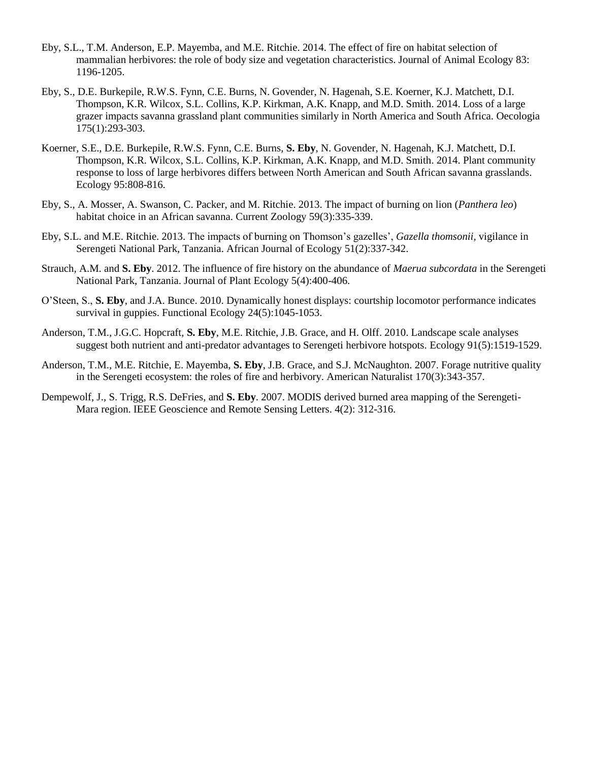Eby, S.L., T.M. Anderson, E.P. Mayemba, and M.E. Ritchie. 2014. The effect of fire on habitat selection of mammalian herbivores: the role of body size and vegetation characteristics. Journal of Animal Ecology 83: 1196-1205.

Eby, S., D.E. Burkepile, R.W.S. Fynn, C.E. Burns, N. Govender, N. Hagenah, S.E. Koerner, K.J. Matchett, D.I. Thompson, K.R. Wilcox, S.L. Collins, K.P. Kirkman, A.K. Knapp, and M.D. Smith. 2014. Loss of a large grazer impacts savanna grassland plant communities similarly in North America and South Africa. Oecologia 175(1):293-303.

Koerner, S.E., D.E. Burkepile, R.W.S. Fynn, C.E. Burns, **S. Eby**, N. Govender, N. Hagenah, K.J. Matchett, D.I. Thompson, K.R. Wilcox, S.L. Collins, K.P. Kirkman, A.K. Knapp, and M.D. Smith. 2014. Plant community response to loss of large herbivores differs between North American and South African savanna grasslands. Ecology 95:808-816.

Eby, S., A. Mosser, A. Swanson, C. Packer, and M. Ritchie. 2013. The impact of burning on lion (*Panthera leo*) habitat choice in an African savanna. Current Zoology 59(3):335-339.

Eby, S.L. and M.E. Ritchie. 2013. The impacts of burning on Thomson's gazelles', *Gazella thomsonii,* vigilance in Serengeti National Park, Tanzania. African Journal of Ecology 51(2):337-342.

Strauch, A.M. and **S. Eby**. 2012. The influence of fire history on the abundance of *Maerua subcordata* in the Serengeti National Park, Tanzania. Journal of Plant Ecology 5(4):400-406.

O'Steen, S., **S. Eby**, and J.A. Bunce. 2010. Dynamically honest displays: courtship locomotor performance indicates survival in guppies. Functional Ecology 24(5):1045-1053.

Anderson, T.M., J.G.C. Hopcraft, **S. Eby**, M.E. Ritchie, J.B. Grace, and H. Olff. 2010. Landscape scale analyses suggest both nutrient and anti-predator advantages to Serengeti herbivore hotspots. Ecology 91(5):1519-1529.

Anderson, T.M., M.E. Ritchie, E. Mayemba, **S. Eby**, J.B. Grace, and S.J. McNaughton. 2007. Forage nutritive quality in the Serengeti ecosystem: the roles of fire and herbivory. American Naturalist 170(3):343-357.

Dempewolf, J., S. Trigg, R.S. DeFries, and **S. Eby**. 2007. MODIS derived burned area mapping of the Serengeti-Mara region. IEEE Geoscience and Remote Sensing Letters. 4(2): 312-316.